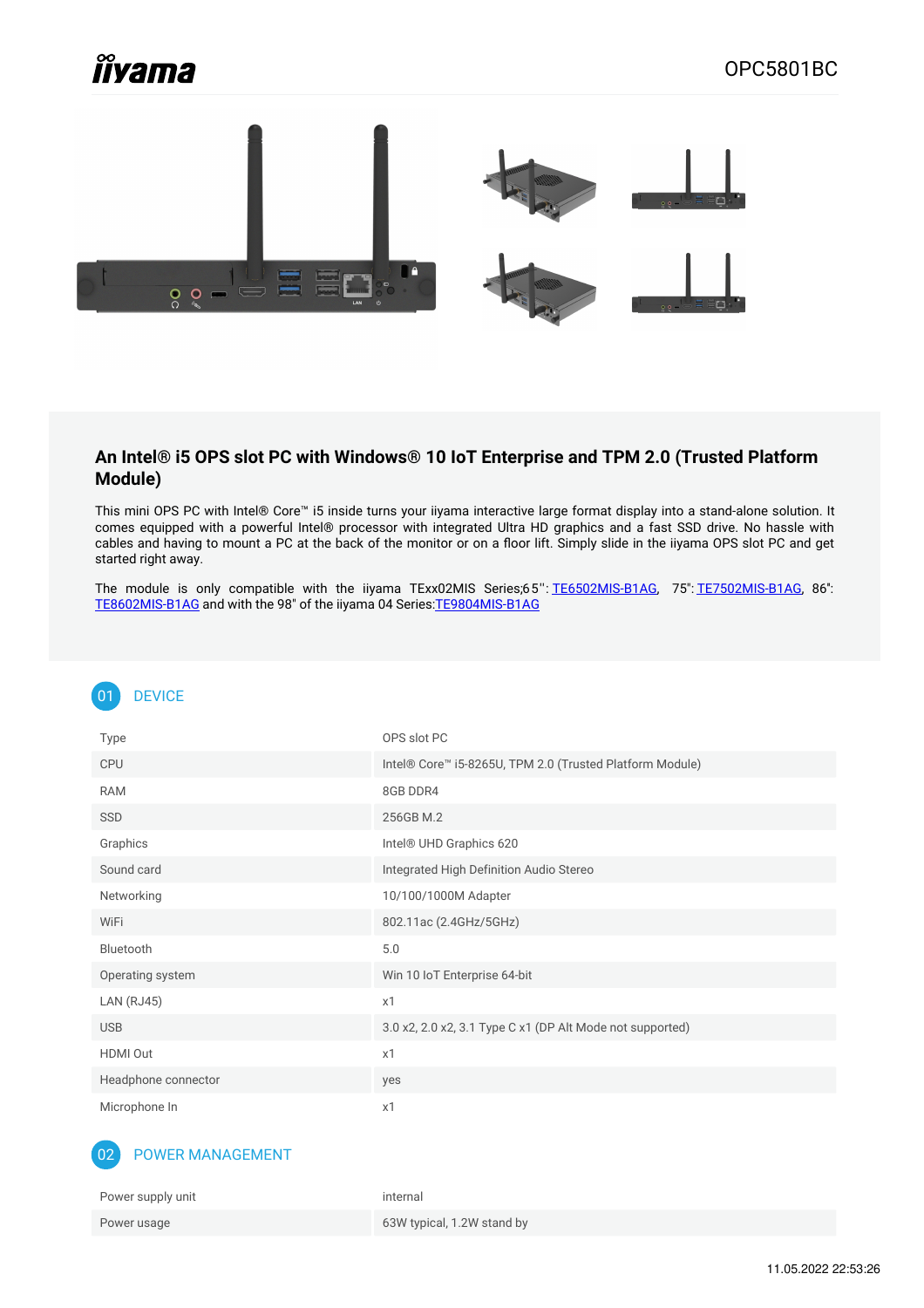iiyama

OPC5801BC

## An Intel® i5 OPS slot PC with Windows® 10 IoT Enterprise and TPM 2.0 (Trusted Platform Module)

This mini OPS PC with Intel® Core™ i5 inside turns your iiyama interactive large format display into a stand-alone solution. It comes equipped with a powerful Intel® processor with integrated Ultra HD graphics and a fast SSD drive. No hassle with cables and having to mount a PC at the back of the monitor or on a floor lift. Simply slide in the iiyama OPS slot PC and get started right away.

The module is only compatible with the iiyama TExx02MIS Series;65": TE6502MIS-B1AG, 75": TE7502MIS-B1AG, 86": TE8602MIS-B1AG and with the 98" of the iiyama 04 Series:TE9804MIS-B1AG

## 01 DEVICE

| | |
|---|---|
| Type | OPS slot PC |
| CPU | Intel® Core™ i5-8265U, TPM 2.0 (Trusted Platform Module) |
| RAM | 8GB DDR4 |
| SSD | 256GB M.2 |
| Graphics | Intel® UHD Graphics 620 |
| Sound card | Integrated High Definition Audio Stereo |
| Networking | 10/100/1000M Adapter |
| WiFi | 802.11ac (2.4GHz/5GHz) |
| Bluetooth | 5.0 |
| Operating system | Win 10 IoT Enterprise 64-bit |
| LAN (RJ45) | x1 |
| USB | 3.0 x2, 2.0 x2, 3.1 Type C x1 (DP Alt Mode not supported) |
| HDMI Out | x1 |
| Headphone connector | yes |
| Microphone In | x1 |

## 02 POWER MANAGEMENT

| | |
|---|---|
| Power supply unit | internal |
| Power usage | 63W typical, 1.2W stand by |

11.05.2022 22:53:26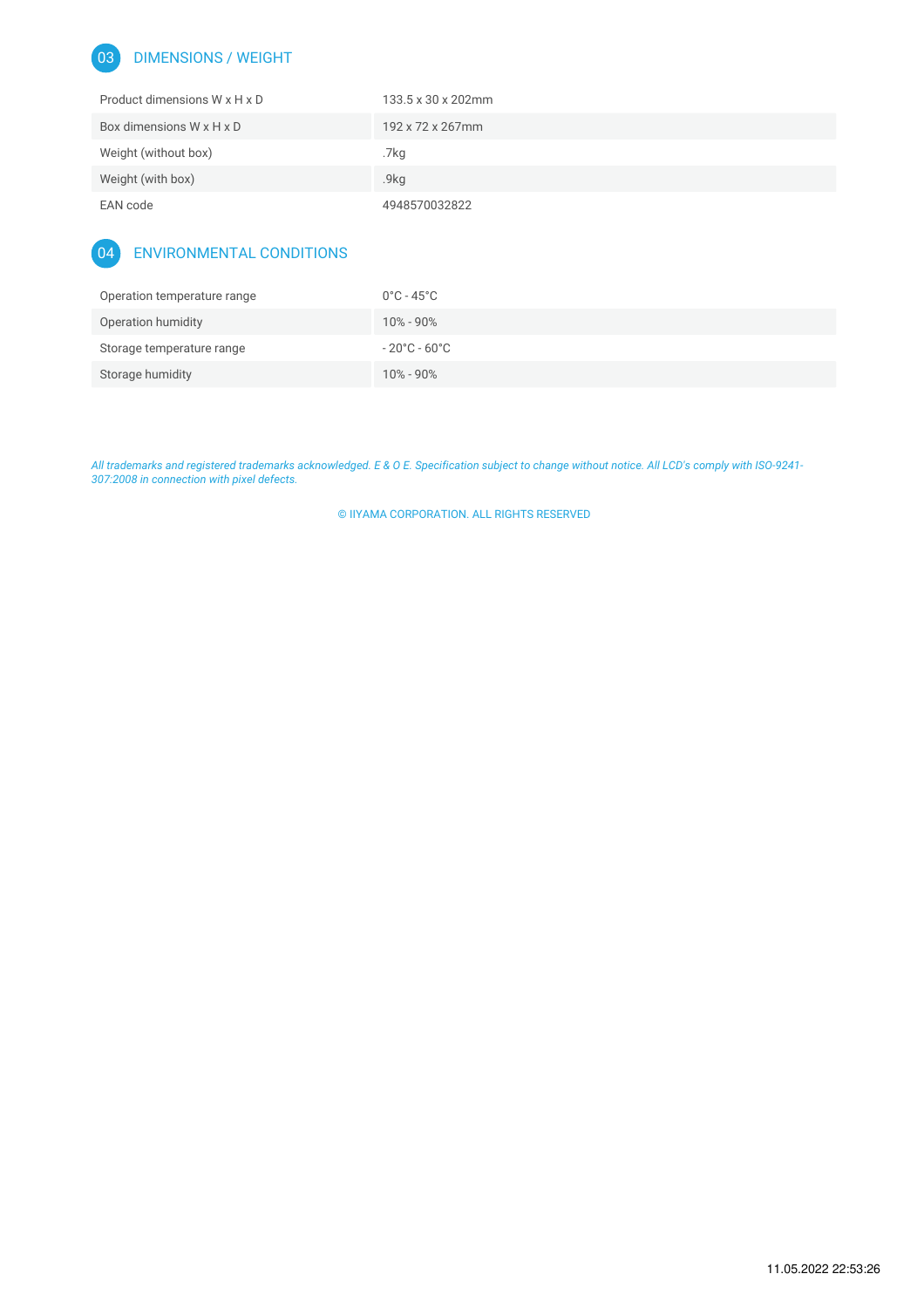## 03 DIMENSIONS / WEIGHT

| | |
|---|---|
| Product dimensions W x H x D | 133.5 x 30 x 202mm |
| Box dimensions W x H x D | 192 x 72 x 267mm |
| Weight (without box) | .7kg |
| Weight (with box) | .9kg |
| EAN code | 4948570032822 |

## 04 ENVIRONMENTAL CONDITIONS

| | |
|---|---|
| Operation temperature range | 0°C - 45°C |
| Operation humidity | 10% - 90% |
| Storage temperature range | - 20°C - 60°C |
| Storage humidity | 10% - 90% |

*All trademarks and registered trademarks acknowledged. E & O E. Specification subject to change without notice. All LCD's comply with ISO-9241-307:2008 in connection with pixel defects.*

© IIYAMA CORPORATION. ALL RIGHTS RESERVED

11.05.2022 22:53:26